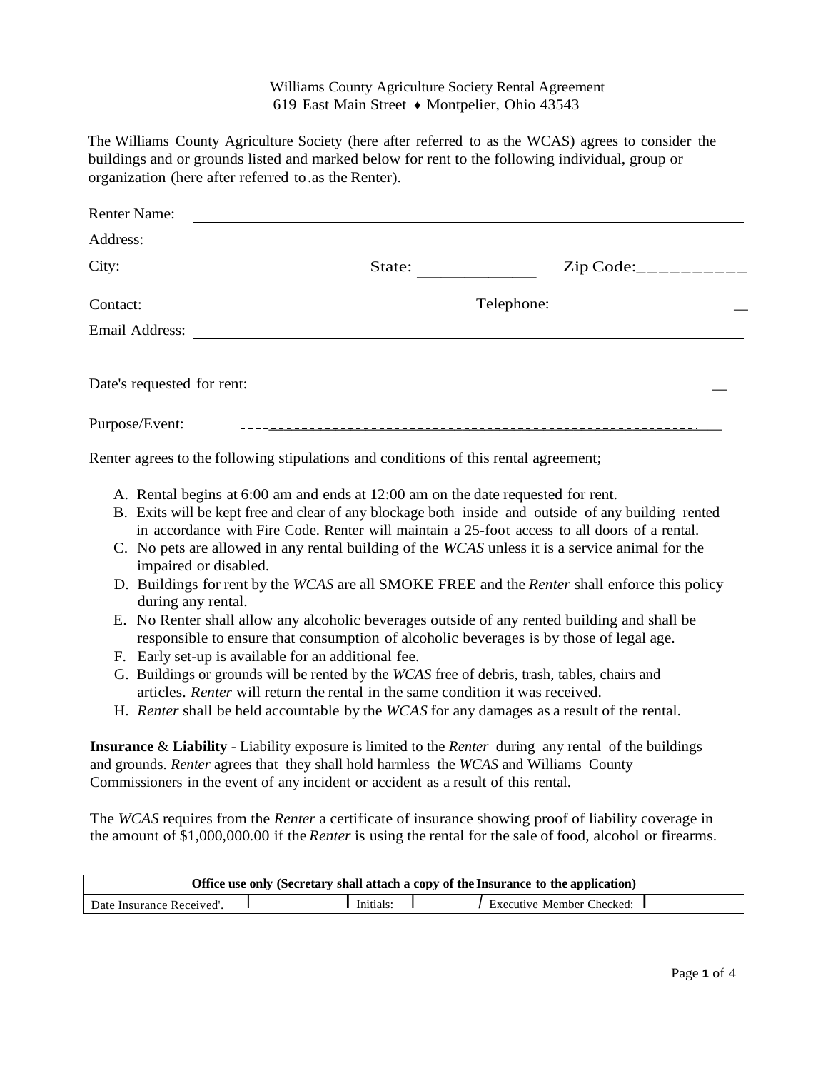Williams County Agriculture Society Rental Agreement
619 East Main Street ♦ Montpelier, Ohio 43543

The Williams County Agriculture Society (here after referred to as the WCAS) agrees to consider the buildings and or grounds listed and marked below for rent to the following individual, group or organization (here after referred to .as the Renter).

Renter Name: ______________________________________________

Address: ______________________________________________

City: ______________________ State: ____________ Zip Code:__________

Contact: ______________________ Telephone:______________________

Email Address: ______________________________________________

Date's requested for rent:______________________________________________

Purpose/Event:______________________________________________

Renter agrees to the following stipulations and conditions of this rental agreement;

A. Rental begins at 6:00 am and ends at 12:00 am on the date requested for rent.
B. Exits will be kept free and clear of any blockage both inside and outside of any building rented in accordance with Fire Code. Renter will maintain a 25-foot access to all doors of a rental.
C. No pets are allowed in any rental building of the *WCAS* unless it is a service animal for the impaired or disabled.
D. Buildings for rent by the *WCAS* are all SMOKE FREE and the *Renter* shall enforce this policy during any rental.
E. No Renter shall allow any alcoholic beverages outside of any rented building and shall be responsible to ensure that consumption of alcoholic beverages is by those of legal age.
F. Early set-up is available for an additional fee.
G. Buildings or grounds will be rented by the *WCAS* free of debris, trash, tables, chairs and articles. *Renter* will return the rental in the same condition it was received.
H. *Renter* shall be held accountable by the *WCAS* for any damages as a result of the rental.

**Insurance** & **Liability** - Liability exposure is limited to the *Renter* during any rental of the buildings and grounds. *Renter* agrees that they shall hold harmless the *WCAS* and Williams County Commissioners in the event of any incident or accident as a result of this rental.

The *WCAS* requires from the *Renter* a certificate of insurance showing proof of liability coverage in the amount of $1,000,000.00 if the *Renter* is using the rental for the sale of food, alcohol or firearms.

| **Office use only (Secretary shall attach a copy of the Insurance to the application)** | | | | | |
|---|---|---|---|---|---|
| Date Insurance Received'. | | Initials: | | Executive Member Checked: | |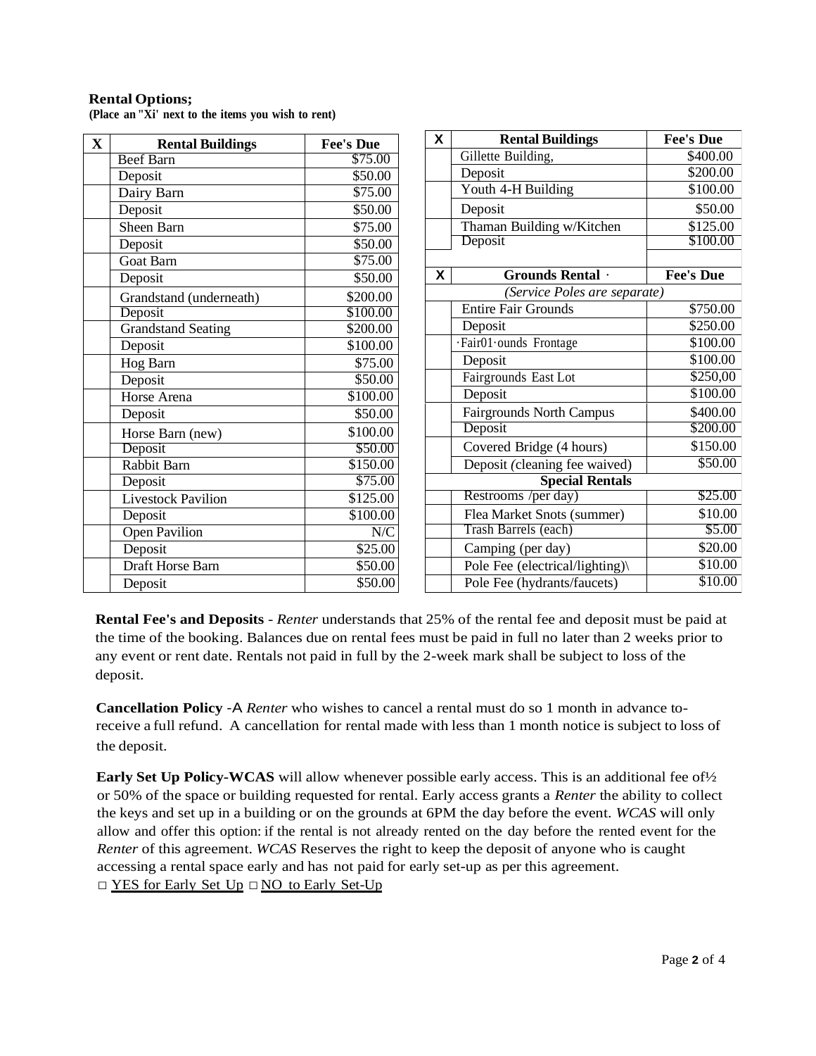**Rental Options;**
**(Place an "Xi' next to the items you wish to rent)**

| X | Rental Buildings | Fee's Due |
|---|---|---|
| | Beef Barn | $75.00 |
| | Deposit | $50.00 |
| | Dairy Barn | $75.00 |
| | Deposit | $50.00 |
| | Sheen Barn | $75.00 |
| | Deposit | $50.00 |
| | Goat Barn | $75.00 |
| | Deposit | $50.00 |
| | Grandstand (underneath) | $200.00 |
| | Deposit | $100.00 |
| | Grandstand Seating | $200.00 |
| | Deposit | $100.00 |
| | Hog Barn | $75.00 |
| | Deposit | $50.00 |
| | Horse Arena | $100.00 |
| | Deposit | $50.00 |
| | Horse Barn (new) | $100.00 |
| | Deposit | $50.00 |
| | Rabbit Barn | $150.00 |
| | Deposit | $75.00 |
| | Livestock Pavilion | $125.00 |
| | Deposit | $100.00 |
| | Open Pavilion | N/C |
| | Deposit | $25.00 |
| | Draft Horse Barn | $50.00 |
| | Deposit | $50.00 |

| X | Rental Buildings | Fee's Due |
|---|---|---|
| | Gillette Building, | $400.00 |
| | Deposit | $200.00 |
| | Youth 4-H Building | $100.00 |
| | Deposit | $50.00 |
| | Thaman Building w/Kitchen | $125.00 |
| | Deposit | $100.00 |
| **X** | **Grounds Rental ·** | **Fee's Due** |
| | *(Service Poles are separate)* | |
| | Entire Fair Grounds | $750.00 |
| | Deposit | $250.00 |
| | ·Fair01·ounds Frontage | $100.00 |
| | Deposit | $100.00 |
| | Fairgrounds East Lot | $250,00 |
| | Deposit | $100.00 |
| | Fairgrounds North Campus | $400.00 |
| | Deposit | $200.00 |
| | Covered Bridge (4 hours) | $150.00 |
| | Deposit (cleaning fee waived) | $50.00 |
| | **Special Rentals** | |
| | Restrooms /per day) | $25.00 |
| | Flea Market Snots (summer) | $10.00 |
| | Trash Barrels (each) | $5.00 |
| | Camping (per day) | $20.00 |
| | Pole Fee (electrical/lighting)\ | $10.00 |
| | Pole Fee (hydrants/faucets) | $10.00 |

**Rental Fee's and Deposits** - *Renter* understands that 25% of the rental fee and deposit must be paid at the time of the booking. Balances due on rental fees must be paid in full no later than 2 weeks prior to any event or rent date. Rentals not paid in full by the 2-week mark shall be subject to loss of the deposit.

**Cancellation Policy** -A *Renter* who wishes to cancel a rental must do so 1 month in advance to-receive a full refund. A cancellation for rental made with less than 1 month notice is subject to loss of the deposit.

**Early Set Up Policy-WCAS** will allow whenever possible early access. This is an additional fee of½ or 50% of the space or building requested for rental. Early access grants a *Renter* the ability to collect the keys and set up in a building or on the grounds at 6PM the day before the event. *WCAS* will only allow and offer this option: if the rental is not already rented on the day before the rented event for the *Renter* of this agreement. *WCAS* Reserves the right to keep the deposit of anyone who is caught accessing a rental space early and has not paid for early set-up as per this agreement.

□ YES for Early Set Up □ NO to Early Set-Up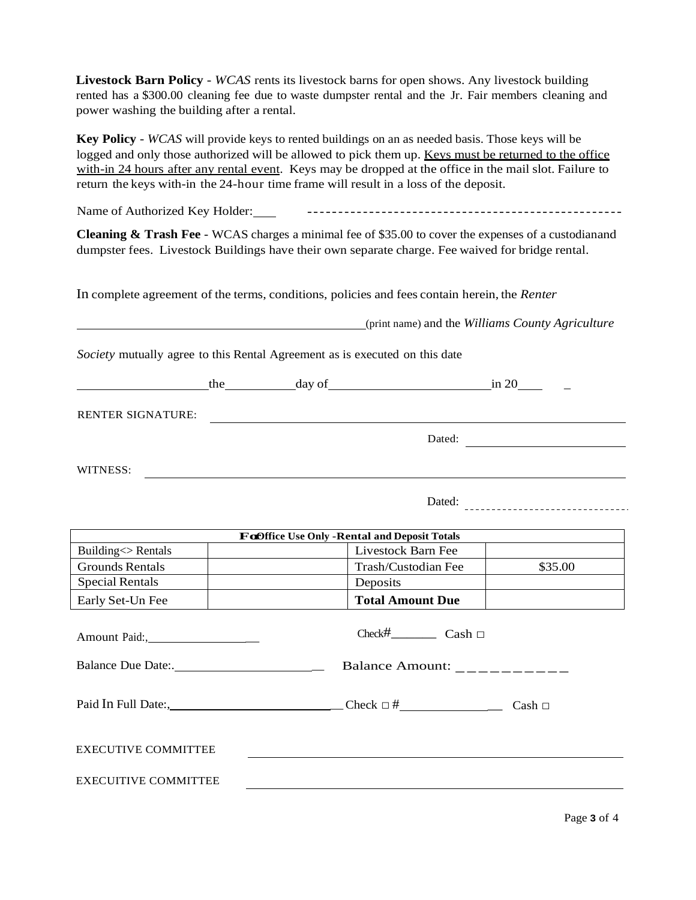**Livestock Barn Policy** - *WCAS* rents its livestock barns for open shows. Any livestock building rented has a $300.00 cleaning fee due to waste dumpster rental and the Jr. Fair members cleaning and power washing the building after a rental.

**Key Policy** - *WCAS* will provide keys to rented buildings on an as needed basis. Those keys will be logged and only those authorized will be allowed to pick them up. <u>Keys must be returned to the office with-in 24 hours after any rental event</u>. Keys may be dropped at the office in the mail slot. Failure to return the keys with-in the 24-hour time frame will result in a loss of the deposit.

Name of Authorized Key Holder: ______________________________________________

**Cleaning & Trash Fee** - WCAS charges a minimal fee of $35.00 to cover the expenses of a custodianand dumpster fees. Livestock Buildings have their own separate charge. Fee waived for bridge rental.

In complete agreement of the terms, conditions, policies and fees contain herein, the *Renter*

______________________________________________(print name) and the *Williams County Agriculture Society* mutually agree to this Rental Agreement as is executed on this date

____________________the__________day of________________________in 20____ _

RENTER SIGNATURE: ______________________________________________

Dated: ________________________

WITNESS: ______________________________________________

Dated: ________________________

| For Office Use Only -Rental and Deposit Totals | | | |
|---|---|---|---|
| Building<> Rentals | | Livestock Barn Fee | |
| Grounds Rentals | | Trash/Custodian Fee | $35.00 |
| Special Rentals | | Deposits | |
| Early Set-Un Fee | | **Total Amount Due** | |

Amount Paid:, __________________ Check# ________ Cash □

Balance Due Date:. ______________________ Balance Amount: __________

Paid In Full Date:, __________________________ Check □ # ______________ Cash □

EXECUTIVE COMMITTEE ______________________________________________

EXECUITIVE COMMITTEE ______________________________________________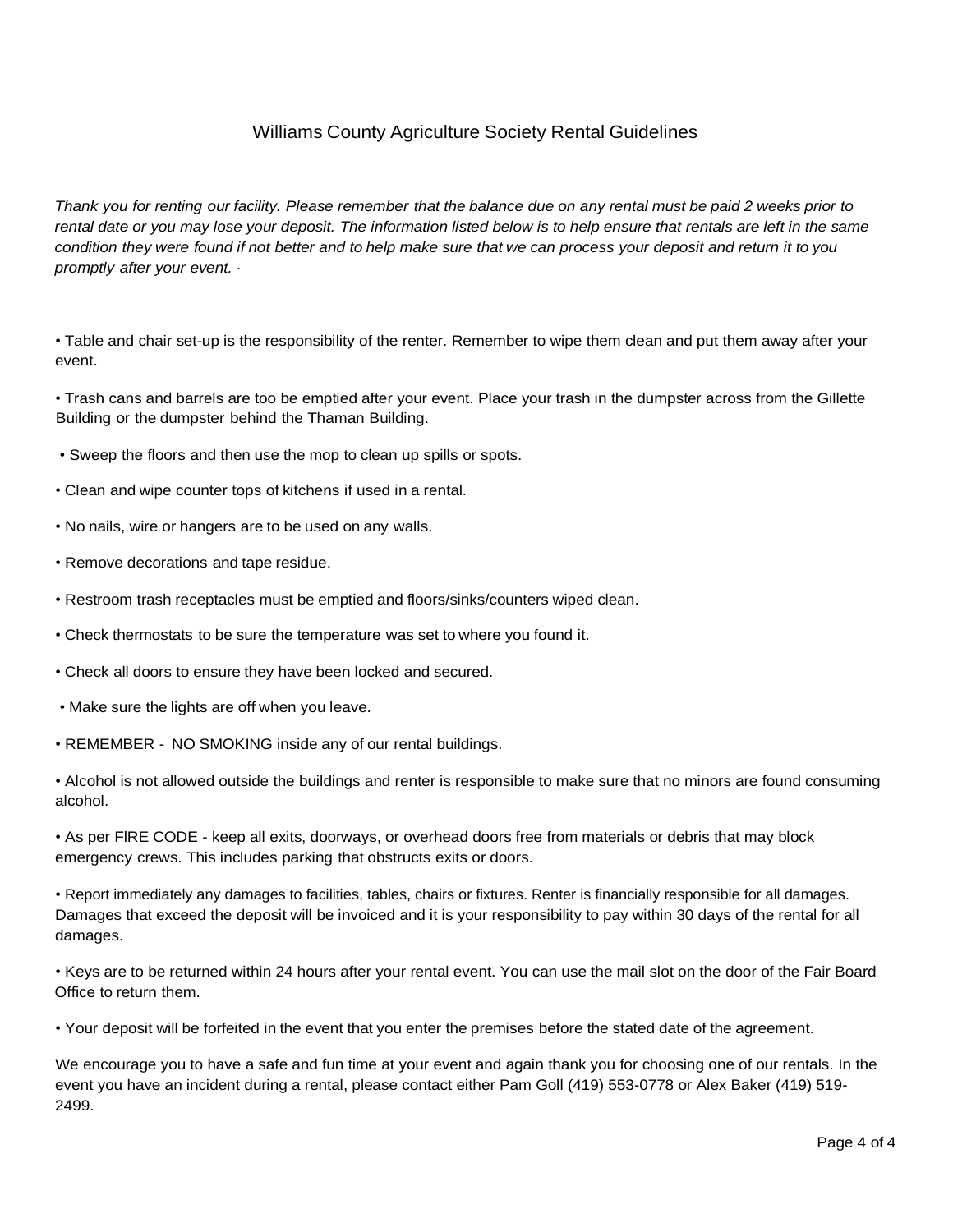# Williams County Agriculture Society Rental Guidelines

*Thank you for renting our facility. Please remember that the balance due on any rental must be paid 2 weeks prior to rental date or you may lose your deposit. The information listed below is to help ensure that rentals are left in the same condition they were found if not better and to help make sure that we can process your deposit and return it to you promptly after your event. ·*

- Table and chair set-up is the responsibility of the renter. Remember to wipe them clean and put them away after your event.
- Trash cans and barrels are too be emptied after your event. Place your trash in the dumpster across from the Gillette Building or the dumpster behind the Thaman Building.
- Sweep the floors and then use the mop to clean up spills or spots.
- Clean and wipe counter tops of kitchens if used in a rental.
- No nails, wire or hangers are to be used on any walls.
- Remove decorations and tape residue.
- Restroom trash receptacles must be emptied and floors/sinks/counters wiped clean.
- Check thermostats to be sure the temperature was set to where you found it.
- Check all doors to ensure they have been locked and secured.
- Make sure the lights are off when you leave.
- REMEMBER - NO SMOKING inside any of our rental buildings.
- Alcohol is not allowed outside the buildings and renter is responsible to make sure that no minors are found consuming alcohol.
- As per FIRE CODE - keep all exits, doorways, or overhead doors free from materials or debris that may block emergency crews. This includes parking that obstructs exits or doors.
- Report immediately any damages to facilities, tables, chairs or fixtures. Renter is financially responsible for all damages. Damages that exceed the deposit will be invoiced and it is your responsibility to pay within 30 days of the rental for all damages.
- Keys are to be returned within 24 hours after your rental event. You can use the mail slot on the door of the Fair Board Office to return them.
- Your deposit will be forfeited in the event that you enter the premises before the stated date of the agreement.

We encourage you to have a safe and fun time at your event and again thank you for choosing one of our rentals. In the event you have an incident during a rental, please contact either Pam Goll (419) 553-0778 or Alex Baker (419) 519-2499.